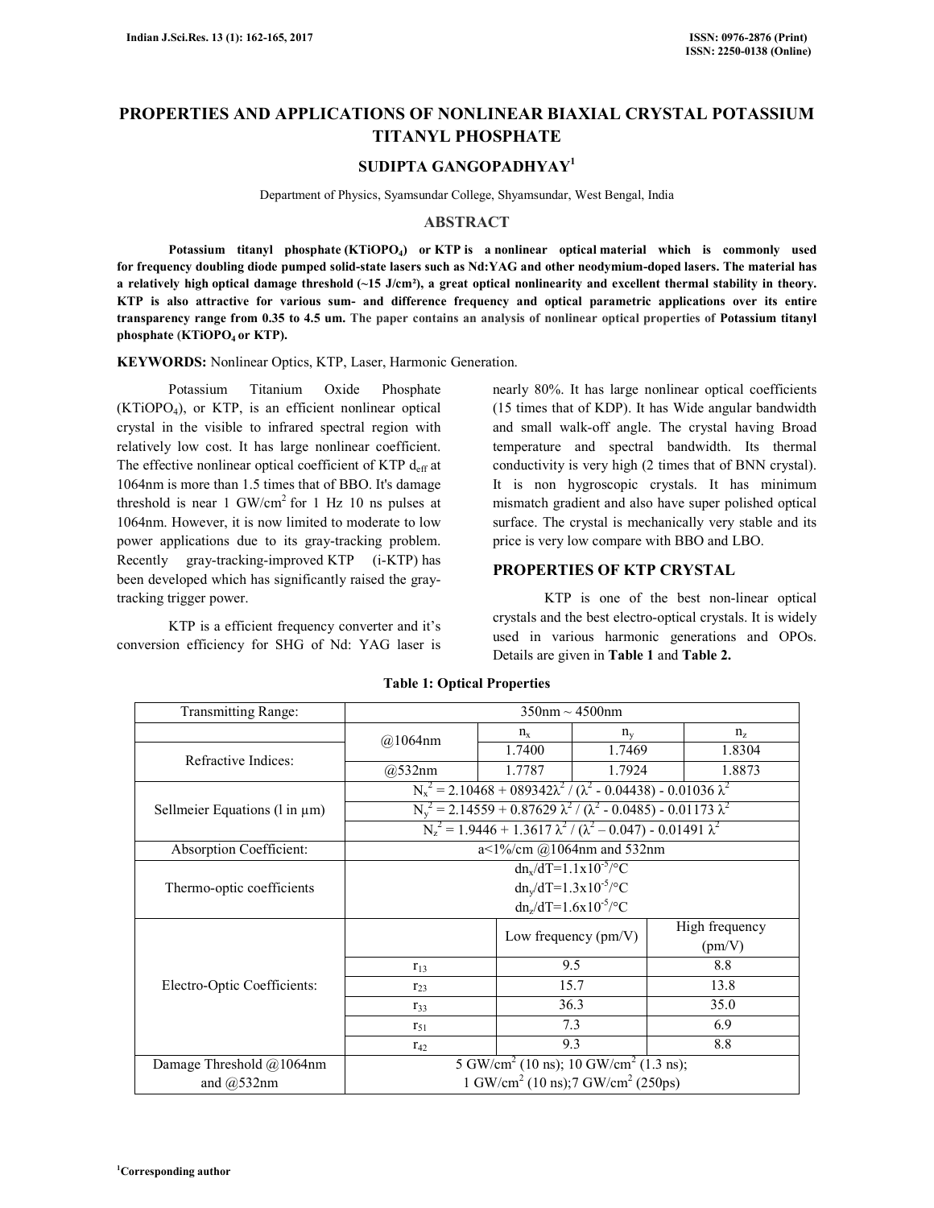# PROPERTIES AND APPLICATIONS OF NONLINEAR BIAXIAL CRYSTAL POTASSIUM TITANYL PHOSPHATE

## SUDIPTA GANGOPADHYAY[1]

Department of Physics, Syamsundar College, Shyamsundar, West Bengal, India

## ABSTRACT

**Potassium titanyl phosphate ($KTiOPO_4$) or KTP is a nonlinear optical material which is commonly used for frequency doubling diode pumped solid-state lasers such as Nd:YAG and other neodymium-doped lasers. The material has a relatively high optical damage threshold (~15 J/cm²), a great optical nonlinearity and excellent thermal stability in theory. KTP is also attractive for various sum- and difference frequency and optical parametric applications over its entire transparency range from 0.35 to 4.5 um.** The paper contains an analysis of nonlinear optical properties of **Potassium titanyl phosphate ($KTiOPO_4$ or KTP).**

**KEYWORDS:** Nonlinear Optics, KTP, Laser, Harmonic Generation.

Potassium Titanium Oxide Phosphate ($KTiOPO_4$), or KTP, is an efficient nonlinear optical crystal in the visible to infrared spectral region with relatively low cost. It has large nonlinear coefficient. The effective nonlinear optical coefficient of KTP $d_{eff}$ at 1064nm is more than 1.5 times that of BBO. It's damage threshold is near 1 GW/cm$^2$ for 1 Hz 10 ns pulses at 1064nm. However, it is now limited to moderate to low power applications due to its gray-tracking problem. Recently gray-tracking-improved KTP (i-KTP) has been developed which has significantly raised the gray-tracking trigger power.

KTP is a efficient frequency converter and it's conversion efficiency for SHG of Nd: YAG laser is nearly 80%. It has large nonlinear optical coefficients (15 times that of KDP). It has Wide angular bandwidth and small walk-off angle. The crystal having Broad temperature and spectral bandwidth. Its thermal conductivity is very high (2 times that of BNN crystal). It is non hygroscopic crystals. It has minimum mismatch gradient and also have super polished optical surface. The crystal is mechanically very stable and its price is very low compare with BBO and LBO.

## PROPERTIES OF KTP CRYSTAL

KTP is one of the best non-linear optical crystals and the best electro-optical crystals. It is widely used in various harmonic generations and OPOs. Details are given in **Table 1** and **Table 2.**

**Table 1: Optical Properties**

| | | | | |
|---|---|---|---|---|
| Transmitting Range: | 350nm ~ 4500nm | | | |
| Refractive Indices: | | $n_x$ | $n_y$ | $n_z$ |
| | @1064nm | 1.7400 | 1.7469 | 1.8304 |
| | @532nm | 1.7787 | 1.7924 | 1.8873 |
| Sellmeier Equations (l in µm) | $N_x^2 = 2.10468 + 089342\lambda^2 / (\lambda^2 - 0.04438) - 0.01036 \lambda^2$ | | | |
| | $N_y^2 = 2.14559 + 0.87629 \lambda^2 / (\lambda^2 - 0.0485) - 0.01173 \lambda^2$ | | | |
| | $N_z^2 = 1.9446 + 1.3617 \lambda^2 / (\lambda^2 – 0.047) - 0.01491 \lambda^2$ | | | |
| Absorption Coefficient: | a<1%/cm @1064nm and 532nm | | | |
| Thermo-optic coefficients | $dn_x/dT=1.1\times10^{-5}/°C$ | | | |
| | $dn_y/dT=1.3\times10^{-5}/°C$ | | | |
| | $dn_z/dT=1.6\times10^{-5}/°C$ | | | |
| Electro-Optic Coefficients: | | Low frequency (pm/V) | | High frequency (pm/V) |
| | $r_{13}$ | 9.5 | | 8.8 |
| | $r_{23}$ | 15.7 | | 13.8 |
| | $r_{33}$ | 36.3 | | 35.0 |
| | $r_{51}$ | 7.3 | | 6.9 |
| | $r_{42}$ | 9.3 | | 8.8 |
| Damage Threshold @1064nm and @532nm | 5 GW/cm$^2$ (10 ns); 10 GW/cm$^2$ (1.3 ns); 1 GW/cm$^2$ (10 ns);7 GW/cm$^2$ (250ps) | | | |

[1]Corresponding author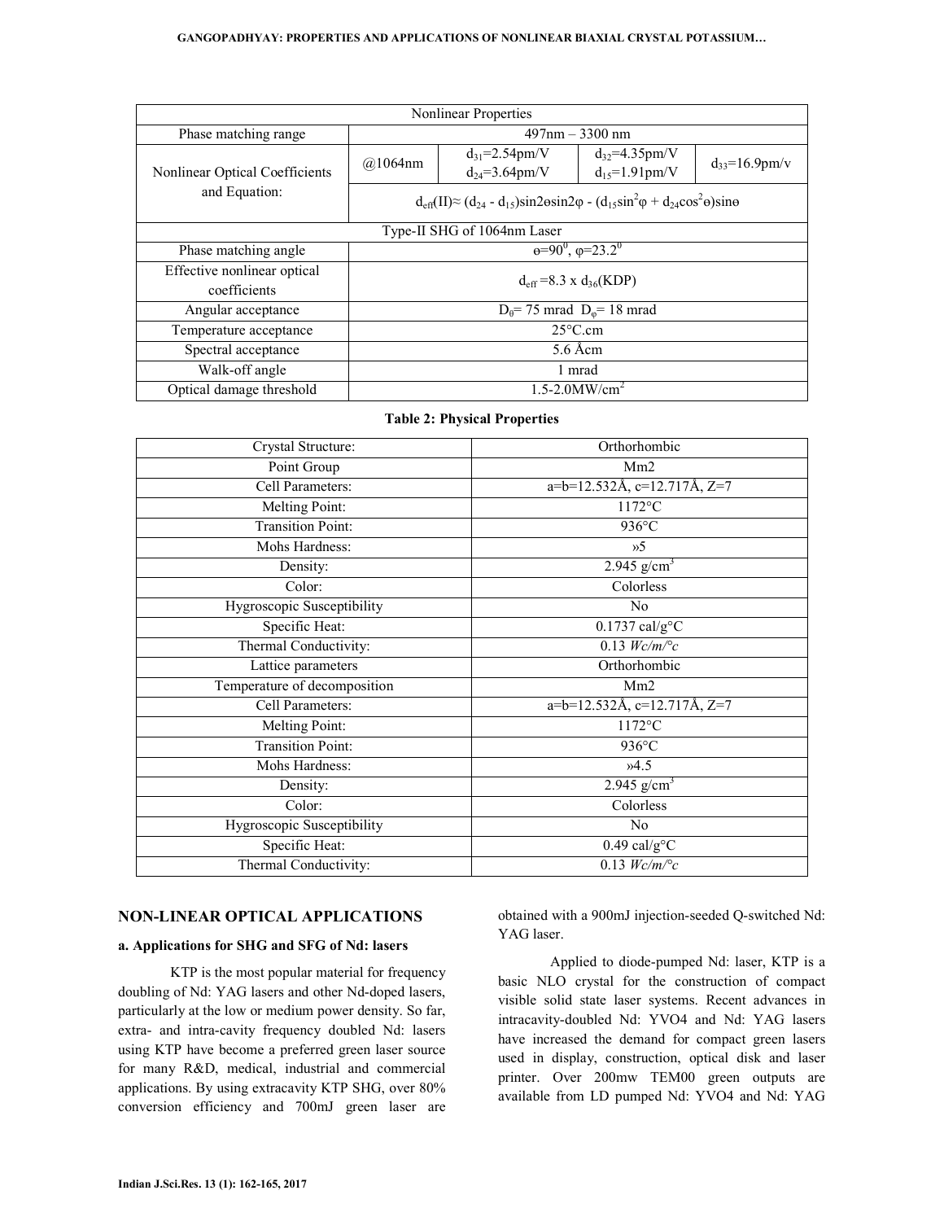| Nonlinear Properties | | | | |
|---|---|---|---|---|
| Phase matching range | 497nm – 3300 nm | | | |
| Nonlinear Optical Coefficients and Equation: | @1064nm | $d_{31}$=2.54pm/V $d_{24}$=3.64pm/V | $d_{32}$=4.35pm/V $d_{15}$=1.91pm/V | $d_{33}$=16.9pm/v |
| | $d_{eff}(II) \approx (d_{24} - d_{15})\sin 2\theta \sin 2\varphi - (d_{15}\sin^2\varphi + d_{24}\cos^2\theta)\sin\theta$ | | | |
| Type-II SHG of 1064nm Laser | | | | |
| Phase matching angle | $\theta=90^0$, $\varphi=23.2^0$ | | | |
| Effective nonlinear optical coefficients | $d_{eff}$ =8.3 x $d_{36}$(KDP) | | | |
| Angular acceptance | $D_\theta$= 75 mrad $D_\varphi$= 18 mrad | | | |
| Temperature acceptance | 25°C.cm | | | |
| Spectral acceptance | 5.6 Åcm | | | |
| Walk-off angle | 1 mrad | | | |
| Optical damage threshold | 1.5-2.0MW/cm$^2$ | | | |

**Table 2: Physical Properties**

| | |
|---|---|
| Crystal Structure: | Orthorhombic |
| Point Group | Mm2 |
| Cell Parameters: | a=b=12.532Å, c=12.717Å, Z=7 |
| Melting Point: | 1172°C |
| Transition Point: | 936°C |
| Mohs Hardness: | »5 |
| Density: | 2.945 g/cm$^3$ |
| Color: | Colorless |
| Hygroscopic Susceptibility | No |
| Specific Heat: | 0.1737 cal/g°C |
| Thermal Conductivity: | 0.13 *Wc/m/°c* |
| Lattice parameters | Orthorhombic |
| Temperature of decomposition | Mm2 |
| Cell Parameters: | a=b=12.532Å, c=12.717Å, Z=7 |
| Melting Point: | 1172°C |
| Transition Point: | 936°C |
| Mohs Hardness: | »4.5 |
| Density: | 2.945 g/cm$^3$ |
| Color: | Colorless |
| Hygroscopic Susceptibility | No |
| Specific Heat: | 0.49 cal/g°C |
| Thermal Conductivity: | 0.13 *Wc/m/°c* |

## NON-LINEAR OPTICAL APPLICATIONS

### a. Applications for SHG and SFG of Nd: lasers

KTP is the most popular material for frequency doubling of Nd: YAG lasers and other Nd-doped lasers, particularly at the low or medium power density. So far, extra- and intra-cavity frequency doubled Nd: lasers using KTP have become a preferred green laser source for many R&D, medical, industrial and commercial applications. By using extracavity KTP SHG, over 80% conversion efficiency and 700mJ green laser are obtained with a 900mJ injection-seeded Q-switched Nd: YAG laser.

Applied to diode-pumped Nd: laser, KTP is a basic NLO crystal for the construction of compact visible solid state laser systems. Recent advances in intracavity-doubled Nd: YVO4 and Nd: YAG lasers have increased the demand for compact green lasers used in display, construction, optical disk and laser printer. Over 200mw TEM00 green outputs are available from LD pumped Nd: YVO4 and Nd: YAG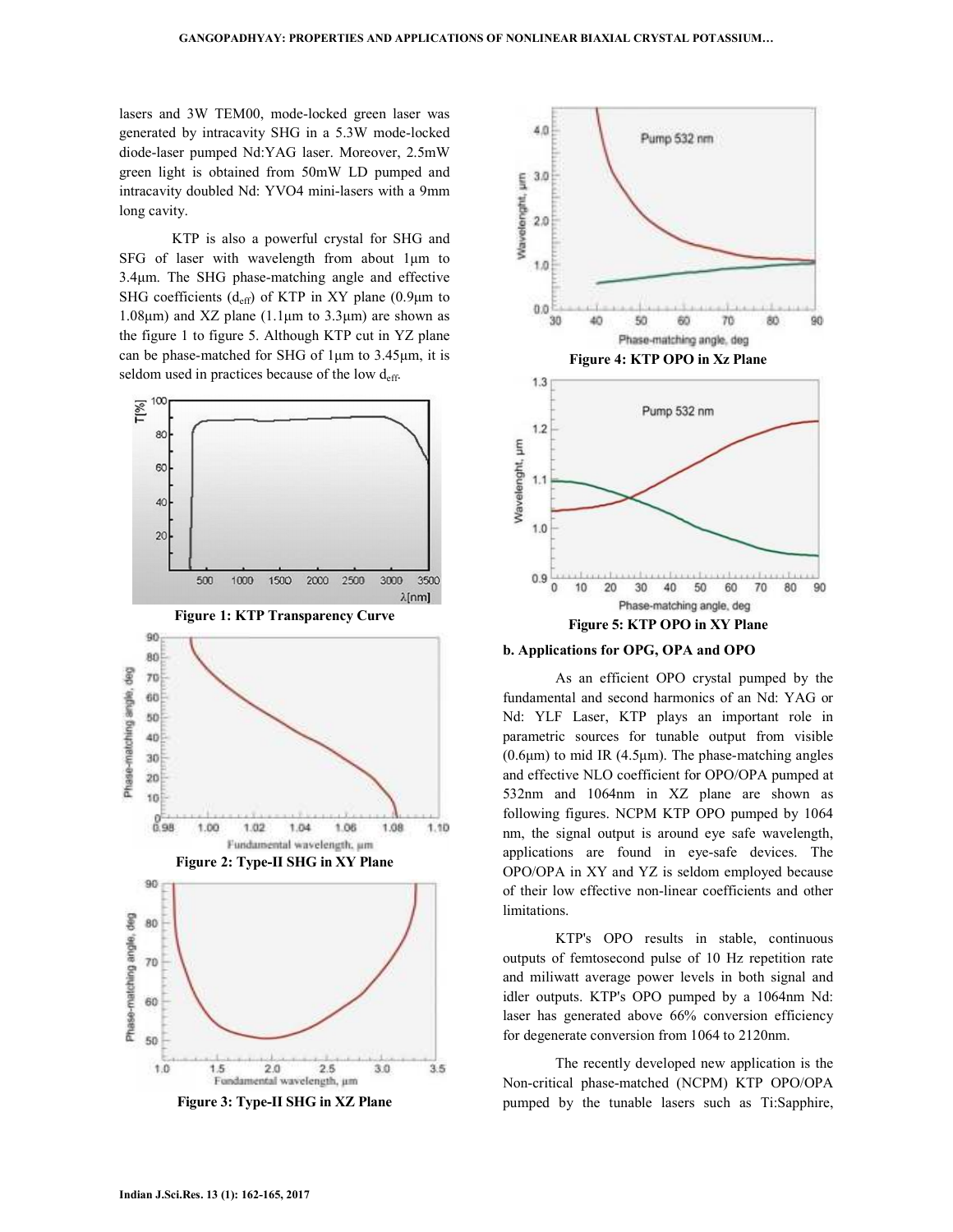lasers and 3W TEM00, mode-locked green laser was generated by intracavity SHG in a 5.3W mode-locked diode-laser pumped Nd:YAG laser. Moreover, 2.5mW green light is obtained from 50mW LD pumped and intracavity doubled Nd: YVO4 mini-lasers with a 9mm long cavity.

KTP is also a powerful crystal for SHG and SFG of laser with wavelength from about 1μm to 3.4μm. The SHG phase-matching angle and effective SHG coefficients ($d_{eff}$) of KTP in XY plane (0.9μm to 1.08μm) and XZ plane (1.1μm to 3.3μm) are shown as the figure 1 to figure 5. Although KTP cut in YZ plane can be phase-matched for SHG of 1μm to 3.45μm, it is seldom used in practices because of the low $d_{eff}$.

T[%]
100
80
60
40
20
500 1000 1500 2000 2500 3000 3500
λ[nm]

**Figure 1: KTP Transparency Curve**

Phase-matching angle, deg
90 80 70 60 50 40 30 20 10 0
0.98 1.00 1.02 1.04 1.06 1.08 1.10
Fundamental wavelength, μm

**Figure 2: Type-II SHG in XY Plane**

Phase-matching angle, deg
90 80 70 60 50
1.0 1.5 2.0 2.5 3.0 3.5
Fundamental wavelength, μm

**Figure 3: Type-II SHG in XZ Plane**

Wavelenght, μm
4.0 3.0 2.0 1.0 0.0
Pump 532 nm
30 40 50 60 70 80 90
Phase-matching angle, deg

**Figure 4: KTP OPO in Xz Plane**

Wavelenght, μm
1.3 1.2 1.1 1.0 0.9
Pump 532 nm
0 10 20 30 40 50 60 70 80 90
Phase-matching angle, deg

**Figure 5: KTP OPO in XY Plane**

**b. Applications for OPG, OPA and OPO**

As an efficient OPO crystal pumped by the fundamental and second harmonics of an Nd: YAG or Nd: YLF Laser, KTP plays an important role in parametric sources for tunable output from visible (0.6μm) to mid IR (4.5μm). The phase-matching angles and effective NLO coefficient for OPO/OPA pumped at 532nm and 1064nm in XZ plane are shown as following figures. NCPM KTP OPO pumped by 1064 nm, the signal output is around eye safe wavelength, applications are found in eye-safe devices. The OPO/OPA in XY and YZ is seldom employed because of their low effective non-linear coefficients and other limitations.

KTP's OPO results in stable, continuous outputs of femtosecond pulse of 10 Hz repetition rate and miliwatt average power levels in both signal and idler outputs. KTP's OPO pumped by a 1064nm Nd: laser has generated above 66% conversion efficiency for degenerate conversion from 1064 to 2120nm.

The recently developed new application is the Non-critical phase-matched (NCPM) KTP OPO/OPA pumped by the tunable lasers such as Ti:Sapphire,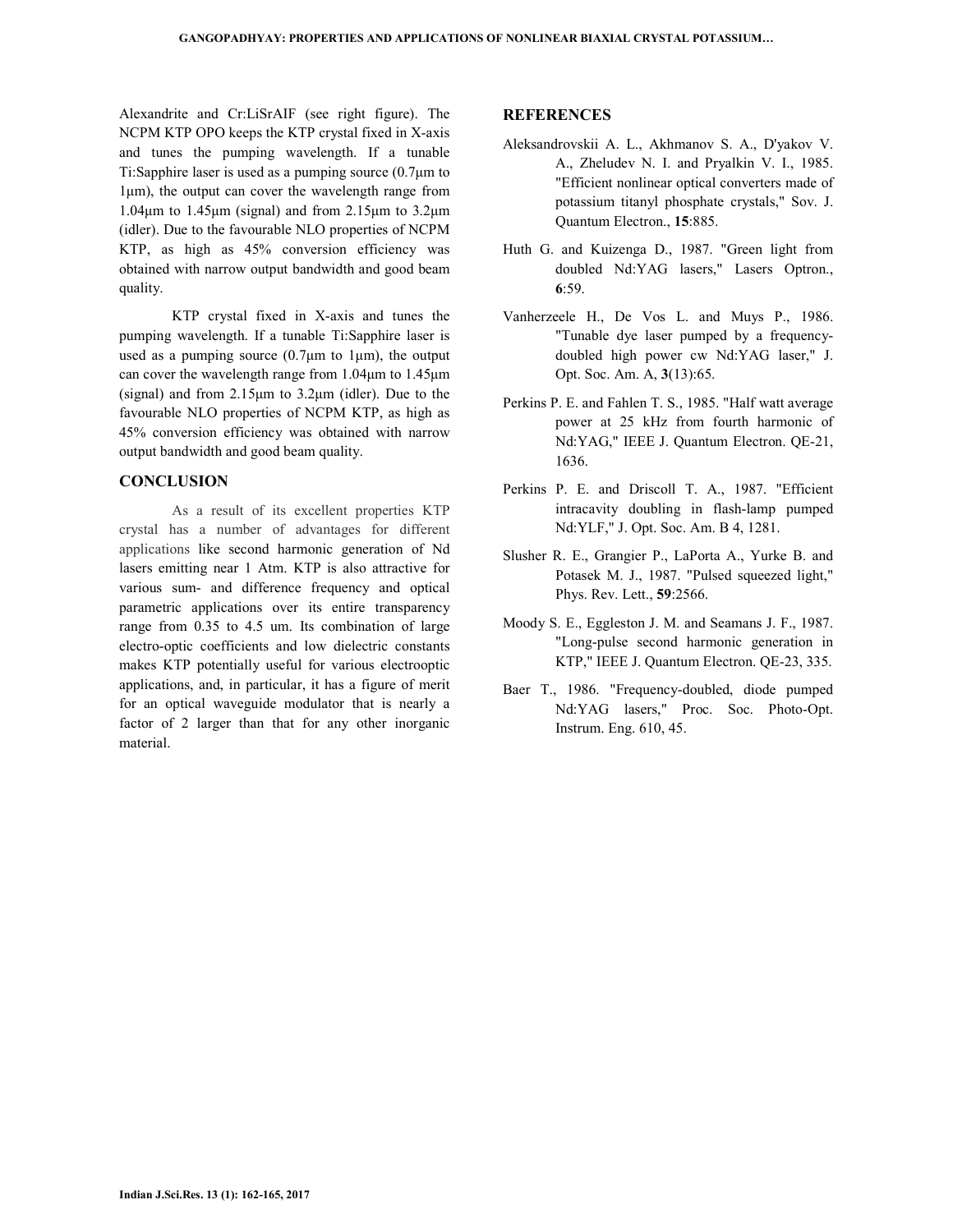Alexandrite and Cr:LiSrAIF (see right figure). The NCPM KTP OPO keeps the KTP crystal fixed in X-axis and tunes the pumping wavelength. If a tunable Ti:Sapphire laser is used as a pumping source (0.7μm to 1μm), the output can cover the wavelength range from 1.04μm to 1.45μm (signal) and from 2.15μm to 3.2μm (idler). Due to the favourable NLO properties of NCPM KTP, as high as 45% conversion efficiency was obtained with narrow output bandwidth and good beam quality.

KTP crystal fixed in X-axis and tunes the pumping wavelength. If a tunable Ti:Sapphire laser is used as a pumping source (0.7μm to 1μm), the output can cover the wavelength range from 1.04μm to 1.45μm (signal) and from 2.15μm to 3.2μm (idler). Due to the favourable NLO properties of NCPM KTP, as high as 45% conversion efficiency was obtained with narrow output bandwidth and good beam quality.

## CONCLUSION

As a result of its excellent properties KTP crystal has a number of advantages for different applications like second harmonic generation of Nd lasers emitting near 1 Atm. KTP is also attractive for various sum- and difference frequency and optical parametric applications over its entire transparency range from 0.35 to 4.5 um. Its combination of large electro-optic coefficients and low dielectric constants makes KTP potentially useful for various electrooptic applications, and, in particular, it has a figure of merit for an optical waveguide modulator that is nearly a factor of 2 larger than that for any other inorganic material.

## REFERENCES

Aleksandrovskii A. L., Akhmanov S. A., D'yakov V. A., Zheludev N. I. and Pryalkin V. I., 1985. "Efficient nonlinear optical converters made of potassium titanyl phosphate crystals," Sov. J. Quantum Electron., **15**:885.

Huth G. and Kuizenga D., 1987. "Green light from doubled Nd:YAG lasers," Lasers Optron., **6**:59.

Vanherzeele H., De Vos L. and Muys P., 1986. "Tunable dye laser pumped by a frequency-doubled high power cw Nd:YAG laser," J. Opt. Soc. Am. A, **3**(13):65.

Perkins P. E. and Fahlen T. S., 1985. "Half watt average power at 25 kHz from fourth harmonic of Nd:YAG," IEEE J. Quantum Electron. QE-21, 1636.

Perkins P. E. and Driscoll T. A., 1987. "Efficient intracavity doubling in flash-lamp pumped Nd:YLF," J. Opt. Soc. Am. B 4, 1281.

Slusher R. E., Grangier P., LaPorta A., Yurke B. and Potasek M. J., 1987. "Pulsed squeezed light," Phys. Rev. Lett., **59**:2566.

Moody S. E., Eggleston J. M. and Seamans J. F., 1987. "Long-pulse second harmonic generation in KTP," IEEE J. Quantum Electron. QE-23, 335.

Baer T., 1986. "Frequency-doubled, diode pumped Nd:YAG lasers," Proc. Soc. Photo-Opt. Instrum. Eng. 610, 45.